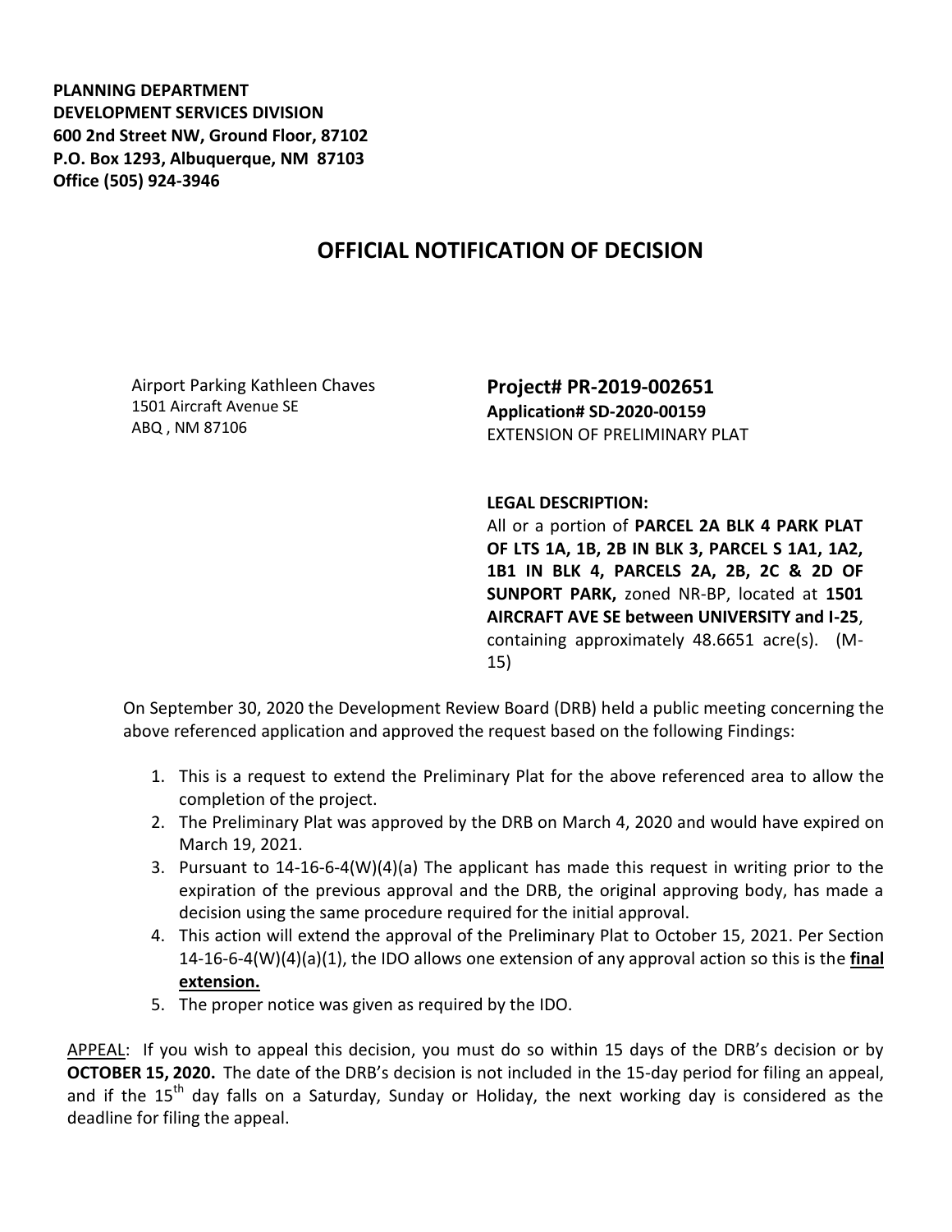**PLANNING DEPARTMENT**
**DEVELOPMENT SERVICES DIVISION**
**600 2nd Street NW, Ground Floor, 87102**
**P.O. Box 1293, Albuquerque, NM 87103**
**Office (505) 924-3946**

# OFFICIAL NOTIFICATION OF DECISION

Airport Parking Kathleen Chaves
1501 Aircraft Avenue SE
ABQ , NM 87106

**Project# PR-2019-002651**
**Application# SD-2020-00159**
EXTENSION OF PRELIMINARY PLAT

**LEGAL DESCRIPTION:**
All or a portion of **PARCEL 2A BLK 4 PARK PLAT OF LTS 1A, 1B, 2B IN BLK 3, PARCEL S 1A1, 1A2, 1B1 IN BLK 4, PARCELS 2A, 2B, 2C & 2D OF SUNPORT PARK,** zoned NR-BP, located at **1501 AIRCRAFT AVE SE between UNIVERSITY and I-25**, containing approximately 48.6651 acre(s). (M-15)

On September 30, 2020 the Development Review Board (DRB) held a public meeting concerning the above referenced application and approved the request based on the following Findings:

1. This is a request to extend the Preliminary Plat for the above referenced area to allow the completion of the project.
2. The Preliminary Plat was approved by the DRB on March 4, 2020 and would have expired on March 19, 2021.
3. Pursuant to 14-16-6-4(W)(4)(a) The applicant has made this request in writing prior to the expiration of the previous approval and the DRB, the original approving body, has made a decision using the same procedure required for the initial approval.
4. This action will extend the approval of the Preliminary Plat to October 15, 2021. Per Section 14-16-6-4(W)(4)(a)(1), the IDO allows one extension of any approval action so this is the <u>**final extension.**</u>
5. The proper notice was given as required by the IDO.

<u>APPEAL</u>: If you wish to appeal this decision, you must do so within 15 days of the DRB's decision or by **OCTOBER 15, 2020.** The date of the DRB's decision is not included in the 15-day period for filing an appeal, and if the 15th day falls on a Saturday, Sunday or Holiday, the next working day is considered as the deadline for filing the appeal.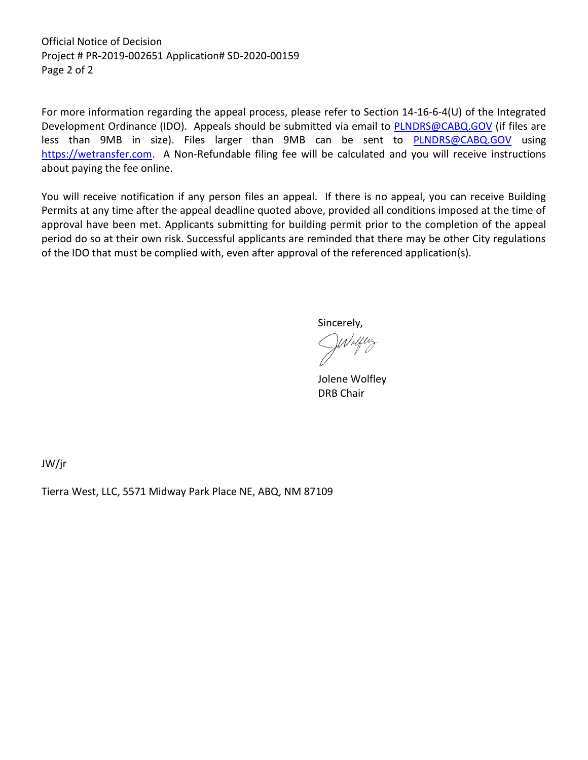For more information regarding the appeal process, please refer to Section 14-16-6-4(U) of the Integrated Development Ordinance (IDO). Appeals should be submitted via email to PLNDRS@CABQ.GOV (if files are less than 9MB in size). Files larger than 9MB can be sent to PLNDRS@CABQ.GOV using https://wetransfer.com. A Non-Refundable filing fee will be calculated and you will receive instructions about paying the fee online.

You will receive notification if any person files an appeal. If there is no appeal, you can receive Building Permits at any time after the appeal deadline quoted above, provided all conditions imposed at the time of approval have been met. Applicants submitting for building permit prior to the completion of the appeal period do so at their own risk. Successful applicants are reminded that there may be other City regulations of the IDO that must be complied with, even after approval of the referenced application(s).

Sincerely,

Jolene Wolfley
DRB Chair

JW/jr

Tierra West, LLC, 5571 Midway Park Place NE, ABQ, NM 87109